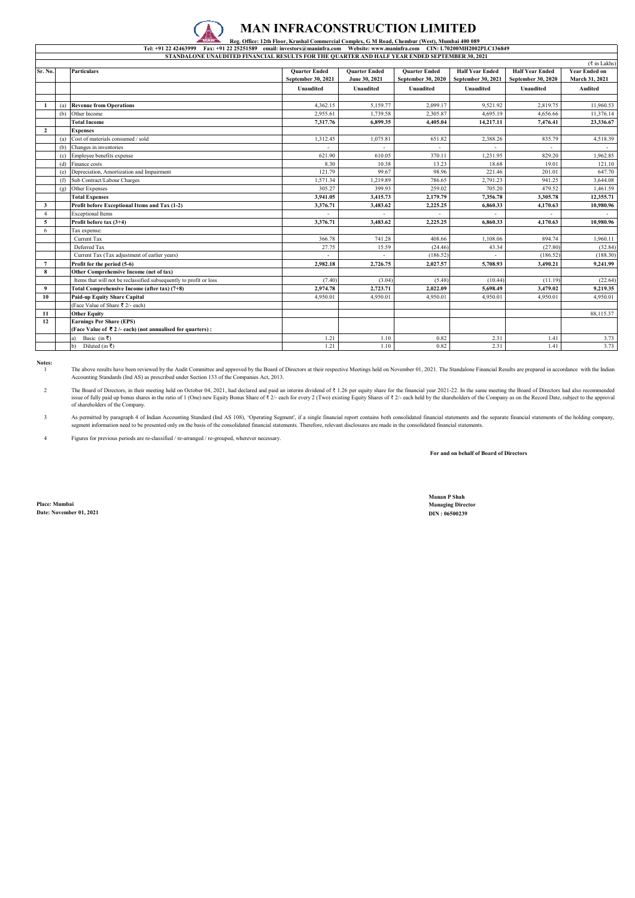# MAN INFRACONSTRUCTION LIMITED

**Reg. Office: 12th Floor, Krushal Commercial Complex, G M Road, Chembur (West), Mumbai 400 089**

**Tel: +91 22 42463999 Fax: +91 22 25251589 email: investors@maninfra.com Website: www.maninfra.com CIN: L70200MH2002PLC136849**

**STANDALONE UNAUDITED FINANCIAL RESULTS FOR THE QUARTER AND HALF YEAR ENDED SEPTEMBER 30, 2021**

(₹ in Lakhs)

| Sr. No. | | Particulars | Quarter Ended September 30, 2021 | Quarter Ended June 30, 2021 | Quarter Ended September 30, 2020 | Half Year Ended September 30, 2021 | Half Year Ended September 30, 2020 | Year Ended on March 31, 2021 |
|---|---|---|---|---|---|---|---|---|
| | | | Unaudited | Unaudited | Unaudited | Unaudited | Unaudited | Audited |
| **1** | (a) | **Revenue from Operations** | 4,362.15 | 5,159.77 | 2,099.17 | 9,521.92 | 2,819.75 | 11,960.53 |
| | (b) | Other Income | 2,955.61 | 1,739.58 | 2,305.87 | 4,695.19 | 4,656.66 | 11,376.14 |
| | | **Total Income** | **7,317.76** | **6,899.35** | **4,405.04** | **14,217.11** | **7,476.41** | **23,336.67** |
| **2** | | **Expenses** | | | | | | |
| | (a) | Cost of materials consumed / sold | 1,312.45 | 1,075.81 | 651.82 | 2,388.26 | 835.79 | 4,518.39 |
| | (b) | Changes in inventories | - | - | - | - | - | - |
| | (c) | Employee benefits expense | 621.90 | 610.05 | 370.11 | 1,231.95 | 829.20 | 1,962.85 |
| | (d) | Finance costs | 8.30 | 10.38 | 13.23 | 18.68 | 19.01 | 121.10 |
| | (e) | Depreciation, Amortization and Impairment | 121.79 | 99.67 | 98.96 | 221.46 | 201.01 | 647.70 |
| | (f) | Sub Contract/Labour Charges | 1,571.34 | 1,219.89 | 786.65 | 2,791.23 | 941.25 | 3,644.08 |
| | (g) | Other Expenses | 305.27 | 399.93 | 259.02 | 705.20 | 479.52 | 1,461.59 |
| | | **Total Expenses** | **3,941.05** | **3,415.73** | **2,179.79** | **7,356.78** | **3,305.78** | **12,355.71** |
| **3** | | **Profit before Exceptional Items and Tax (1-2)** | **3,376.71** | **3,483.62** | **2,225.25** | **6,860.33** | **4,170.63** | **10,980.96** |
| 4 | | Exceptional Items | - | - | - | - | - | - |
| **5** | | **Profit before tax (3+4)** | **3,376.71** | **3,483.62** | **2,225.25** | **6,860.33** | **4,170.63** | **10,980.96** |
| 6 | | Tax expense: | | | | | | |
| | | Current Tax | 366.78 | 741.28 | 408.66 | 1,108.06 | 894.74 | 1,960.11 |
| | | Deferred Tax | 27.75 | 15.59 | (24.46) | 43.34 | (27.80) | (32.84) |
| | | Current Tax (Tax adjustment of earlier years) | - | - | (186.52) | - | (186.52) | (188.30) |
| **7** | | **Profit for the period (5-6)** | **2,982.18** | **2,726.75** | **2,027.57** | **5,708.93** | **3,490.21** | **9,241.99** |
| **8** | | **Other Comprehensive Income (net of tax)** | | | | | | |
| | | Items that will not be reclassified subsequently to profit or loss | (7.40) | (3.04) | (5.48) | (10.44) | (11.19) | (22.64) |
| **9** | | **Total Comprehensive Income (after tax) (7+8)** | **2,974.78** | **2,723.71** | **2,022.09** | **5,698.49** | **3,479.02** | **9,219.35** |
| **10** | | **Paid-up Equity Share Capital** | 4,950.01 | 4,950.01 | 4,950.01 | 4,950.01 | 4,950.01 | 4,950.01 |
| | | (Face Value of Share ₹ 2/- each) | | | | | | |
| **11** | | **Other Equity** | | | | | | 88,115.37 |
| **12** | | **Earnings Per Share (EPS)** | | | | | | |
| | | **(Face Value of ₹ 2 /- each) (not annualised for quarters) :** | | | | | | |
| | | a) Basic (in ₹) | 1.21 | 1.10 | 0.82 | 2.31 | 1.41 | 3.73 |
| | | b) Diluted (in ₹) | 1.21 | 1.10 | 0.82 | 2.31 | 1.41 | 3.73 |

**Notes:**

1. The above results have been reviewed by the Audit Committee and approved by the Board of Directors at their respective Meetings held on November 01, 2021. The Standalone Financial Results are prepared in accordance with the Indian Accounting Standards (Ind AS) as prescribed under Section 133 of the Companies Act, 2013.

2. The Board of Directors, in their meeting held on October 04, 2021, had declared and paid an interim dividend of ₹ 1.26 per equity share for the financial year 2021-22. In the same meeting the Board of Directors had also recommended issue of fully paid up bonus shares in the ratio of 1 (One) new Equity Bonus Share of ₹ 2/- each for every 2 (Two) existing Equity Shares of ₹ 2/- each held by the shareholders of the Company as on the Record Date, subject to the approval of shareholders of the Company.

3. As permitted by paragraph 4 of Indian Accounting Standard (Ind AS 108), 'Operating Segment', if a single financial report contains both consolidated financial statements and the separate financial statements of the holding company, segment information need to be presented only on the basis of the consolidated financial statements. Therefore, relevant disclosures are made in the consolidated financial statements.

4. Figures for previous periods are re-classified / re-arranged / re-grouped, wherever necessary.

**For and on behalf of Board of Directors**

**Manan P Shah**
**Managing Director**
**DIN : 06500239**

**Place: Mumbai**
**Date: November 01, 2021**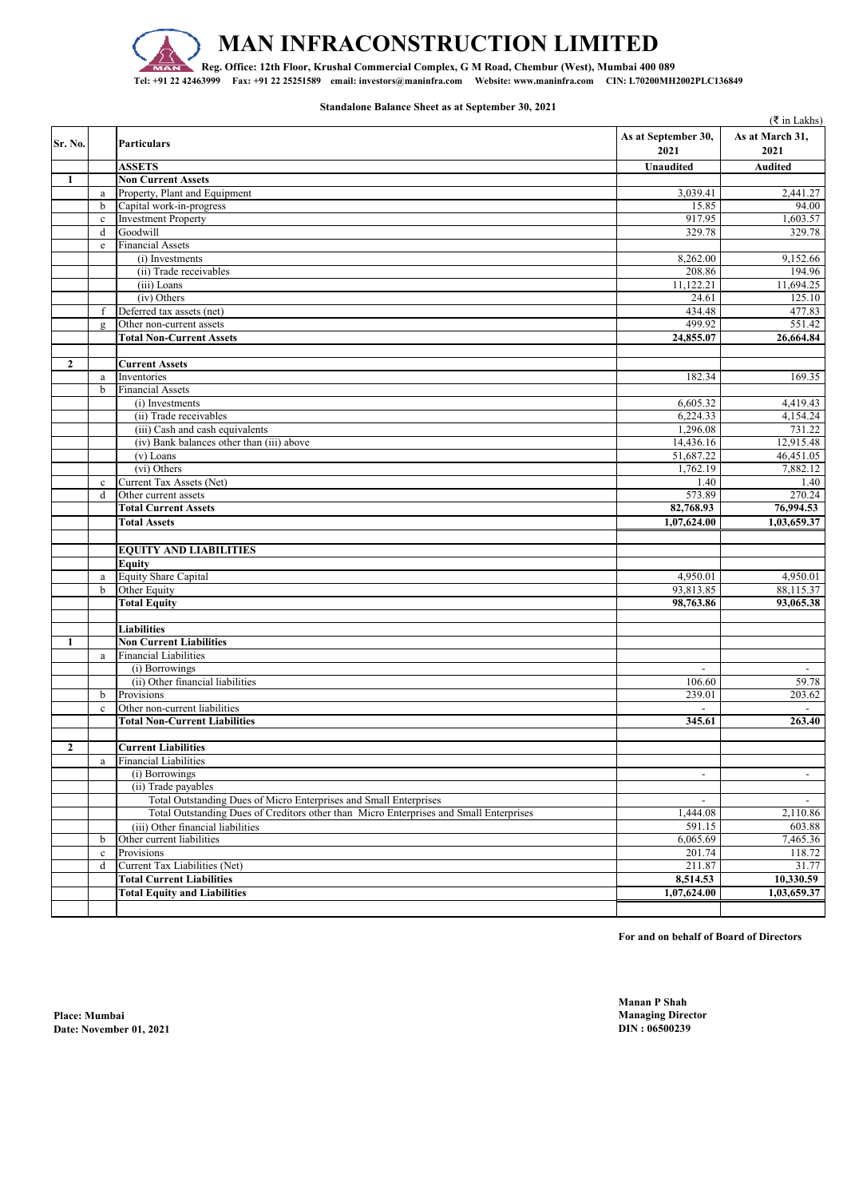# MAN INFRACONSTRUCTION LIMITED

**Reg. Office: 12th Floor, Krushal Commercial Complex, G M Road, Chembur (West), Mumbai 400 089**

**Tel: +91 22 42463999 Fax: +91 22 25251589 email: investors@maninfra.com Website: www.maninfra.com CIN: L70200MH2002PLC136849**

**Standalone Balance Sheet as at September 30, 2021**

(₹ in Lakhs)

| Sr. No. | | Particulars | As at September 30, 2021 | As at March 31, 2021 |
|---|---|---|---|---|
| | | **ASSETS** | **Unaudited** | **Audited** |
| **1** | | **Non Current Assets** | | |
| | a | Property, Plant and Equipment | 3,039.41 | 2,441.27 |
| | b | Capital work-in-progress | 15.85 | 94.00 |
| | c | Investment Property | 917.95 | 1,603.57 |
| | d | Goodwill | 329.78 | 329.78 |
| | e | Financial Assets | | |
| | | (i) Investments | 8,262.00 | 9,152.66 |
| | | (ii) Trade receivables | 208.86 | 194.96 |
| | | (iii) Loans | 11,122.21 | 11,694.25 |
| | | (iv) Others | 24.61 | 125.10 |
| | f | Deferred tax assets (net) | 434.48 | 477.83 |
| | g | Other non-current assets | 499.92 | 551.42 |
| | | **Total Non-Current Assets** | **24,855.07** | **26,664.84** |
| | | | | |
| **2** | | **Current Assets** | | |
| | a | Inventories | 182.34 | 169.35 |
| | b | Financial Assets | | |
| | | (i) Investments | 6,605.32 | 4,419.43 |
| | | (ii) Trade receivables | 6,224.33 | 4,154.24 |
| | | (iii) Cash and cash equivalents | 1,296.08 | 731.22 |
| | | (iv) Bank balances other than (iii) above | 14,436.16 | 12,915.48 |
| | | (v) Loans | 51,687.22 | 46,451.05 |
| | | (vi) Others | 1,762.19 | 7,882.12 |
| | c | Current Tax Assets (Net) | 1.40 | 1.40 |
| | d | Other current assets | 573.89 | 270.24 |
| | | **Total Current Assets** | **82,768.93** | **76,994.53** |
| | | **Total Assets** | **1,07,624.00** | **1,03,659.37** |
| | | | | |
| | | **EQUITY AND LIABILITIES** | | |
| | | **Equity** | | |
| | a | Equity Share Capital | 4,950.01 | 4,950.01 |
| | b | Other Equity | 93,813.85 | 88,115.37 |
| | | **Total Equity** | **98,763.86** | **93,065.38** |
| | | | | |
| | | **Liabilities** | | |
| **1** | | **Non Current Liabilities** | | |
| | a | Financial Liabilities | | |
| | | (i) Borrowings | - | - |
| | | (ii) Other financial liabilities | 106.60 | 59.78 |
| | b | Provisions | 239.01 | 203.62 |
| | c | Other non-current liabilities | - | - |
| | | **Total Non-Current Liabilities** | **345.61** | **263.40** |
| | | | | |
| **2** | | **Current Liabilities** | | |
| | a | Financial Liabilities | | |
| | | (i) Borrowings | - | - |
| | | (ii) Trade payables | | |
| | | Total Outstanding Dues of Micro Enterprises and Small Enterprises | - | - |
| | | Total Outstanding Dues of Creditors other than Micro Enterprises and Small Enterprises | 1,444.08 | 2,110.86 |
| | | (iii) Other financial liabilities | 591.15 | 603.88 |
| | b | Other current liabilities | 6,065.69 | 7,465.36 |
| | c | Provisions | 201.74 | 118.72 |
| | d | Current Tax Liabilities (Net) | 211.87 | 31.77 |
| | | **Total Current Liabilities** | **8,514.53** | **10,330.59** |
| | | **Total Equity and Liabilities** | **1,07,624.00** | **1,03,659.37** |

**For and on behalf of Board of Directors**

**Manan P Shah**
**Managing Director**
**DIN : 06500239**

**Place: Mumbai**
**Date: November 01, 2021**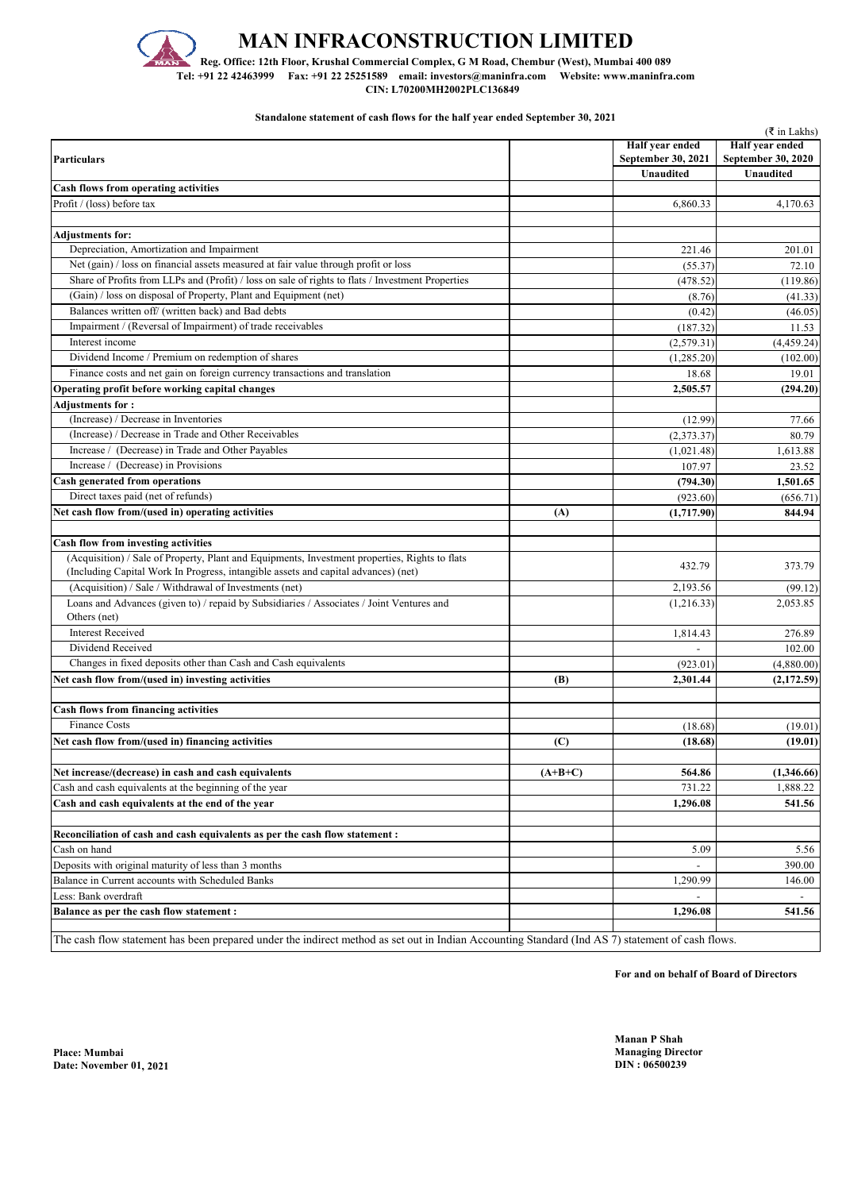# MAN INFRACONSTRUCTION LIMITED

**Reg. Office: 12th Floor, Krushal Commercial Complex, G M Road, Chembur (West), Mumbai 400 089**
**Tel: +91 22 42463999 Fax: +91 22 25251589 email: investors@maninfra.com Website: www.maninfra.com**
**CIN: L70200MH2002PLC136849**

**Standalone statement of cash flows for the half year ended September 30, 2021**

(₹ in Lakhs)

| Particulars | | Half year ended September 30, 2021 | Half year ended September 30, 2020 |
|---|---|---|---|
| | | Unaudited | Unaudited |
| **Cash flows from operating activities** | | | |
| Profit / (loss) before tax | | 6,860.33 | 4,170.63 |
| | | | |
| **Adjustments for:** | | | |
| Depreciation, Amortization and Impairment | | 221.46 | 201.01 |
| Net (gain) / loss on financial assets measured at fair value through profit or loss | | (55.37) | 72.10 |
| Share of Profits from LLPs and (Profit) / loss on sale of rights to flats / Investment Properties | | (478.52) | (119.86) |
| (Gain) / loss on disposal of Property, Plant and Equipment (net) | | (8.76) | (41.33) |
| Balances written off/ (written back) and Bad debts | | (0.42) | (46.05) |
| Impairment / (Reversal of Impairment) of trade receivables | | (187.32) | 11.53 |
| Interest income | | (2,579.31) | (4,459.24) |
| Dividend Income / Premium on redemption of shares | | (1,285.20) | (102.00) |
| Finance costs and net gain on foreign currency transactions and translation | | 18.68 | 19.01 |
| **Operating profit before working capital changes** | | **2,505.57** | **(294.20)** |
| **Adjustments for :** | | | |
| (Increase) / Decrease in Inventories | | (12.99) | 77.66 |
| (Increase) / Decrease in Trade and Other Receivables | | (2,373.37) | 80.79 |
| Increase / (Decrease) in Trade and Other Payables | | (1,021.48) | 1,613.88 |
| Increase / (Decrease) in Provisions | | 107.97 | 23.52 |
| **Cash generated from operations** | | **(794.30)** | **1,501.65** |
| Direct taxes paid (net of refunds) | | (923.60) | (656.71) |
| **Net cash flow from/(used in) operating activities** | **(A)** | **(1,717.90)** | **844.94** |
| | | | |
| **Cash flow from investing activities** | | | |
| (Acquisition) / Sale of Property, Plant and Equipments, Investment properties, Rights to flats (Including Capital Work In Progress, intangible assets and capital advances) (net) | | 432.79 | 373.79 |
| (Acquisition) / Sale / Withdrawal of Investments (net) | | 2,193.56 | (99.12) |
| Loans and Advances (given to) / repaid by Subsidiaries / Associates / Joint Ventures and Others (net) | | (1,216.33) | 2,053.85 |
| Interest Received | | 1,814.43 | 276.89 |
| Dividend Received | | - | 102.00 |
| Changes in fixed deposits other than Cash and Cash equivalents | | (923.01) | (4,880.00) |
| **Net cash flow from/(used in) investing activities** | **(B)** | **2,301.44** | **(2,172.59)** |
| | | | |
| **Cash flows from financing activities** | | | |
| Finance Costs | | (18.68) | (19.01) |
| **Net cash flow from/(used in) financing activities** | **(C)** | **(18.68)** | **(19.01)** |
| | | | |
| **Net increase/(decrease) in cash and cash equivalents** | **(A+B+C)** | **564.86** | **(1,346.66)** |
| Cash and cash equivalents at the beginning of the year | | 731.22 | 1,888.22 |
| **Cash and cash equivalents at the end of the year** | | **1,296.08** | **541.56** |
| | | | |
| **Reconciliation of cash and cash equivalents as per the cash flow statement :** | | | |
| Cash on hand | | 5.09 | 5.56 |
| Deposits with original maturity of less than 3 months | | - | 390.00 |
| Balance in Current accounts with Scheduled Banks | | 1,290.99 | 146.00 |
| Less: Bank overdraft | | - | - |
| **Balance as per the cash flow statement :** | | **1,296.08** | **541.56** |

The cash flow statement has been prepared under the indirect method as set out in Indian Accounting Standard (Ind AS 7) statement of cash flows.

**For and on behalf of Board of Directors**

**Manan P Shah**
**Managing Director**
**DIN : 06500239**

**Place: Mumbai**
**Date: November 01, 2021**